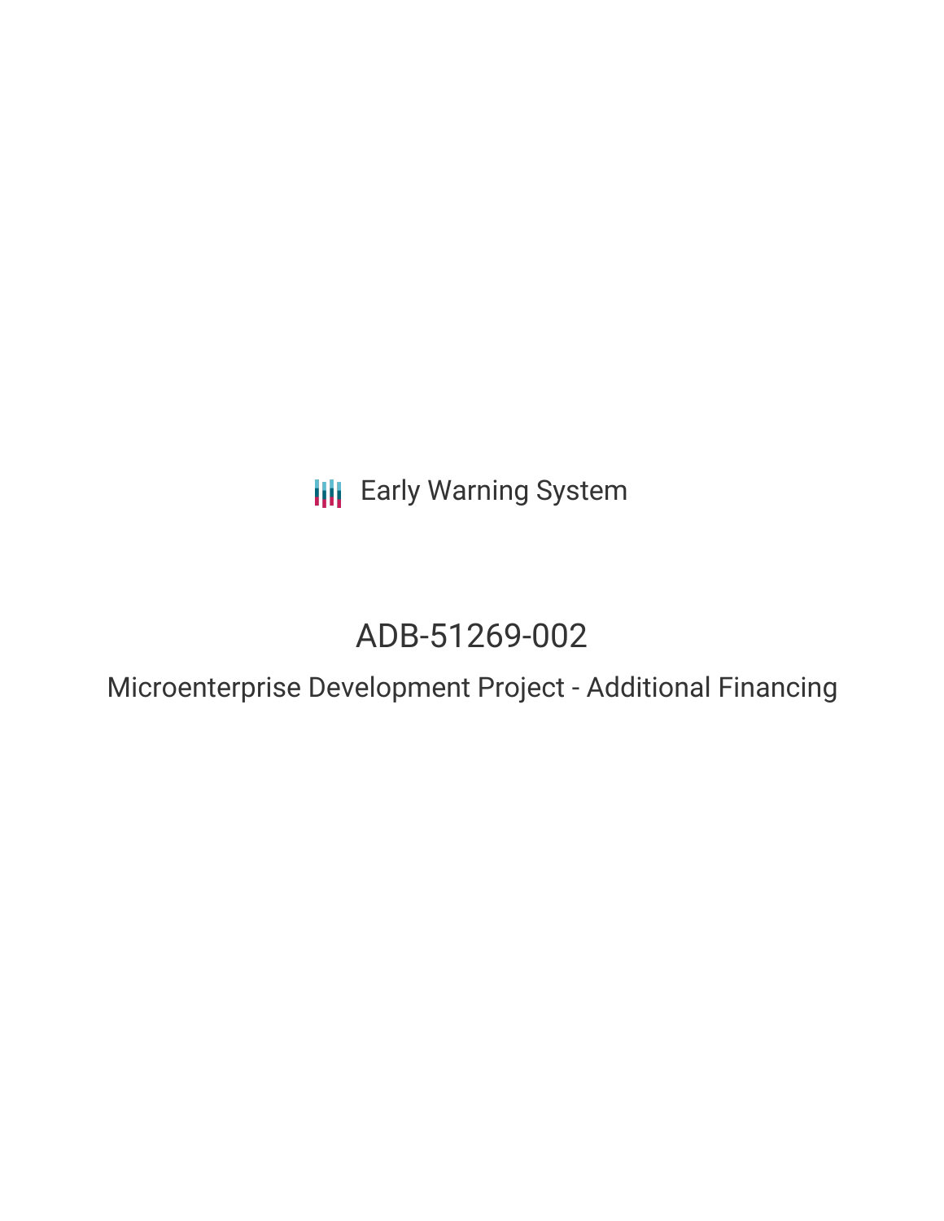Early Warning System

# ADB-51269-002

## Microenterprise Development Project - Additional Financing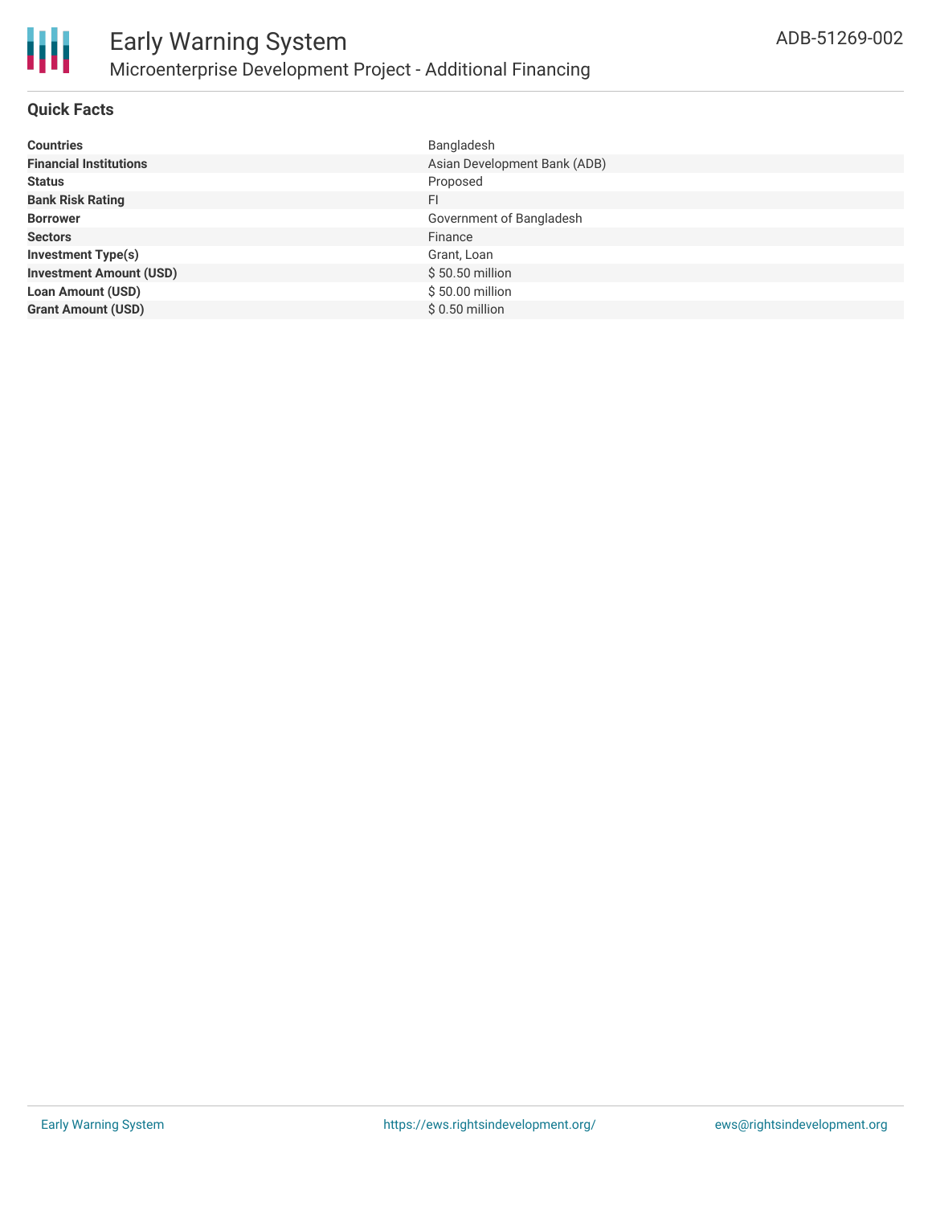## Quick Facts

| | |
|---|---|
| **Countries** | Bangladesh |
| **Financial Institutions** | Asian Development Bank (ADB) |
| **Status** | Proposed |
| **Bank Risk Rating** | FI |
| **Borrower** | Government of Bangladesh |
| **Sectors** | Finance |
| **Investment Type(s)** | Grant, Loan |
| **Investment Amount (USD)** | $ 50.50 million |
| **Loan Amount (USD)** | $ 50.00 million |
| **Grant Amount (USD)** | $ 0.50 million |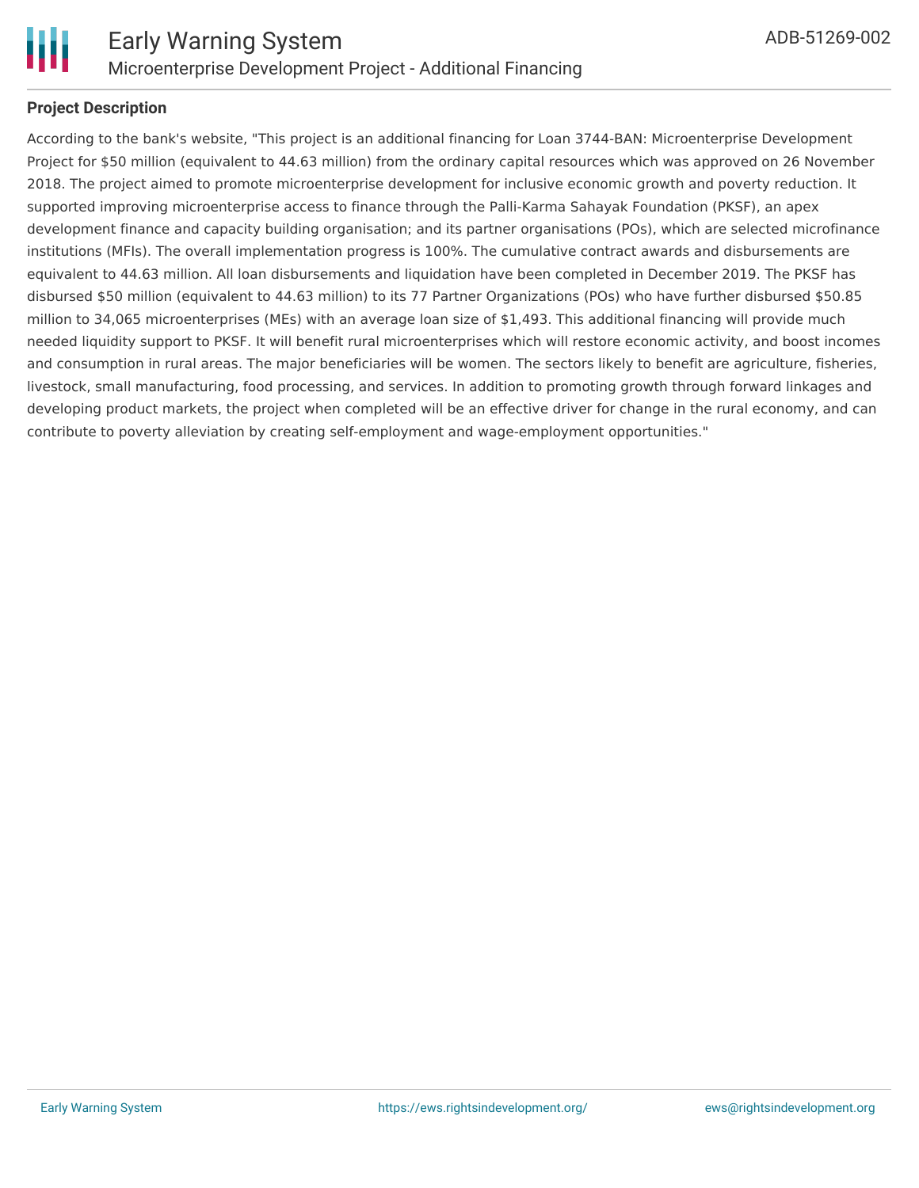**Project Description**

According to the bank's website, "This project is an additional financing for Loan 3744-BAN: Microenterprise Development Project for $50 million (equivalent to 44.63 million) from the ordinary capital resources which was approved on 26 November 2018. The project aimed to promote microenterprise development for inclusive economic growth and poverty reduction. It supported improving microenterprise access to finance through the Palli-Karma Sahayak Foundation (PKSF), an apex development finance and capacity building organisation; and its partner organisations (POs), which are selected microfinance institutions (MFIs). The overall implementation progress is 100%. The cumulative contract awards and disbursements are equivalent to 44.63 million. All loan disbursements and liquidation have been completed in December 2019. The PKSF has disbursed $50 million (equivalent to 44.63 million) to its 77 Partner Organizations (POs) who have further disbursed $50.85 million to 34,065 microenterprises (MEs) with an average loan size of $1,493. This additional financing will provide much needed liquidity support to PKSF. It will benefit rural microenterprises which will restore economic activity, and boost incomes and consumption in rural areas. The major beneficiaries will be women. The sectors likely to benefit are agriculture, fisheries, livestock, small manufacturing, food processing, and services. In addition to promoting growth through forward linkages and developing product markets, the project when completed will be an effective driver for change in the rural economy, and can contribute to poverty alleviation by creating self-employment and wage-employment opportunities."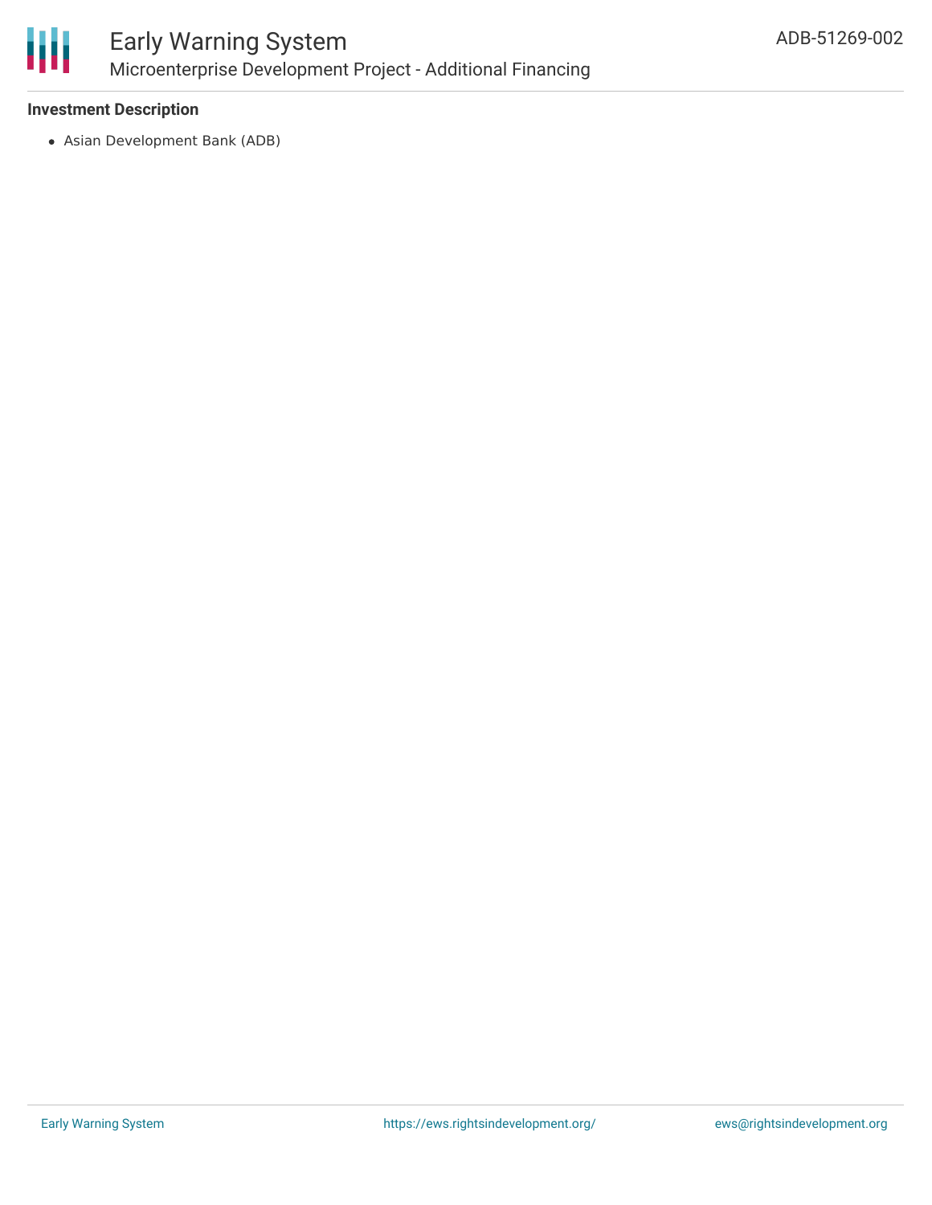### Investment Description

- Asian Development Bank (ADB)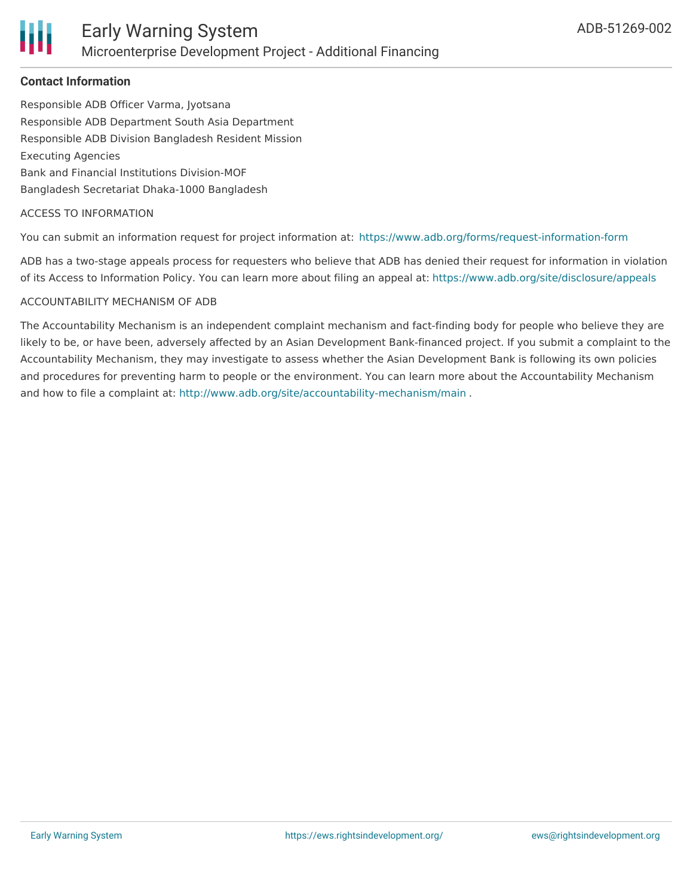#### Contact Information

Responsible ADB Officer Varma, Jyotsana

Responsible ADB Department South Asia Department

Responsible ADB Division Bangladesh Resident Mission

Executing Agencies

Bank and Financial Institutions Division-MOF

Bangladesh Secretariat Dhaka-1000 Bangladesh

ACCESS TO INFORMATION

You can submit an information request for project information at: https://www.adb.org/forms/request-information-form

ADB has a two-stage appeals process for requesters who believe that ADB has denied their request for information in violation of its Access to Information Policy. You can learn more about filing an appeal at: https://www.adb.org/site/disclosure/appeals

ACCOUNTABILITY MECHANISM OF ADB

The Accountability Mechanism is an independent complaint mechanism and fact-finding body for people who believe they are likely to be, or have been, adversely affected by an Asian Development Bank-financed project. If you submit a complaint to the Accountability Mechanism, they may investigate to assess whether the Asian Development Bank is following its own policies and procedures for preventing harm to people or the environment. You can learn more about the Accountability Mechanism and how to file a complaint at: http://www.adb.org/site/accountability-mechanism/main .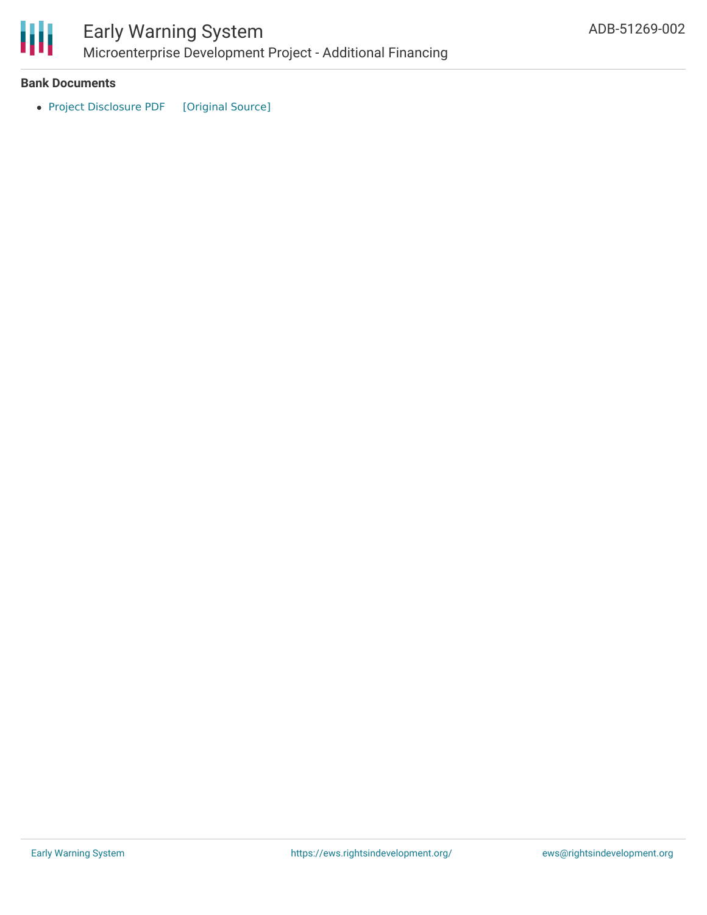## Bank Documents

- Project Disclosure PDF [Original Source]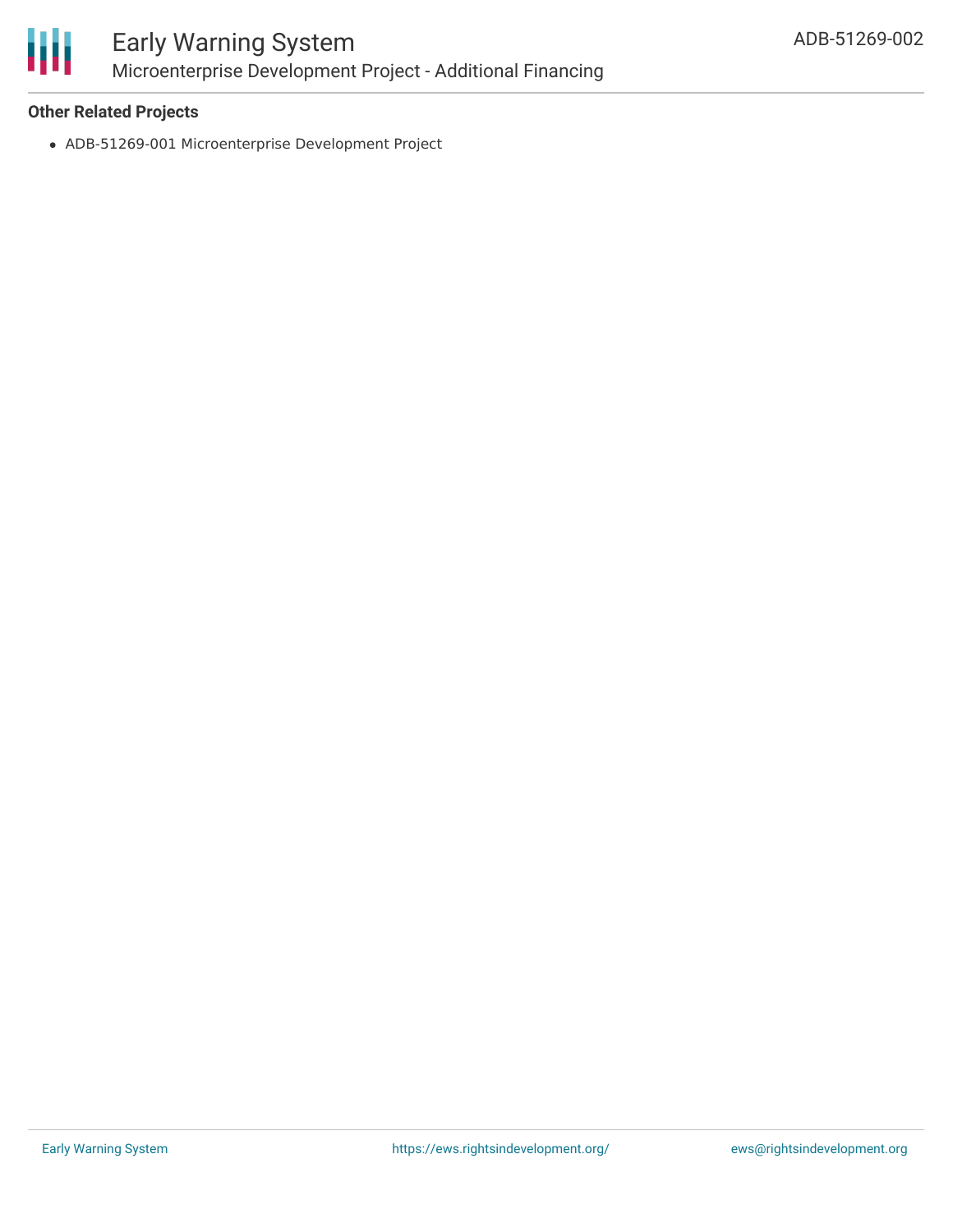### Other Related Projects

- ADB-51269-001 Microenterprise Development Project